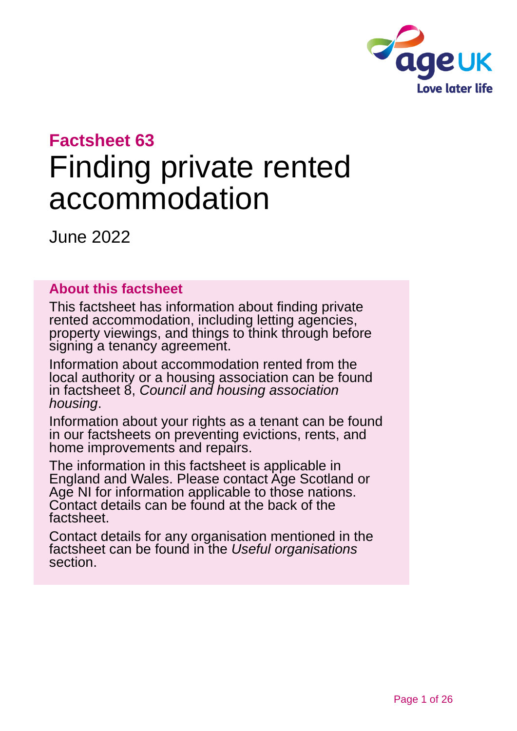**Factsheet 63**

# Finding private rented accommodation

June 2022

## About this factsheet

This factsheet has information about finding private rented accommodation, including letting agencies, property viewings, and things to think through before signing a tenancy agreement.

Information about accommodation rented from the local authority or a housing association can be found in factsheet 8, *Council and housing association housing*.

Information about your rights as a tenant can be found in our factsheets on preventing evictions, rents, and home improvements and repairs.

The information in this factsheet is applicable in England and Wales. Please contact Age Scotland or Age NI for information applicable to those nations. Contact details can be found at the back of the factsheet.

Contact details for any organisation mentioned in the factsheet can be found in the *Useful organisations* section.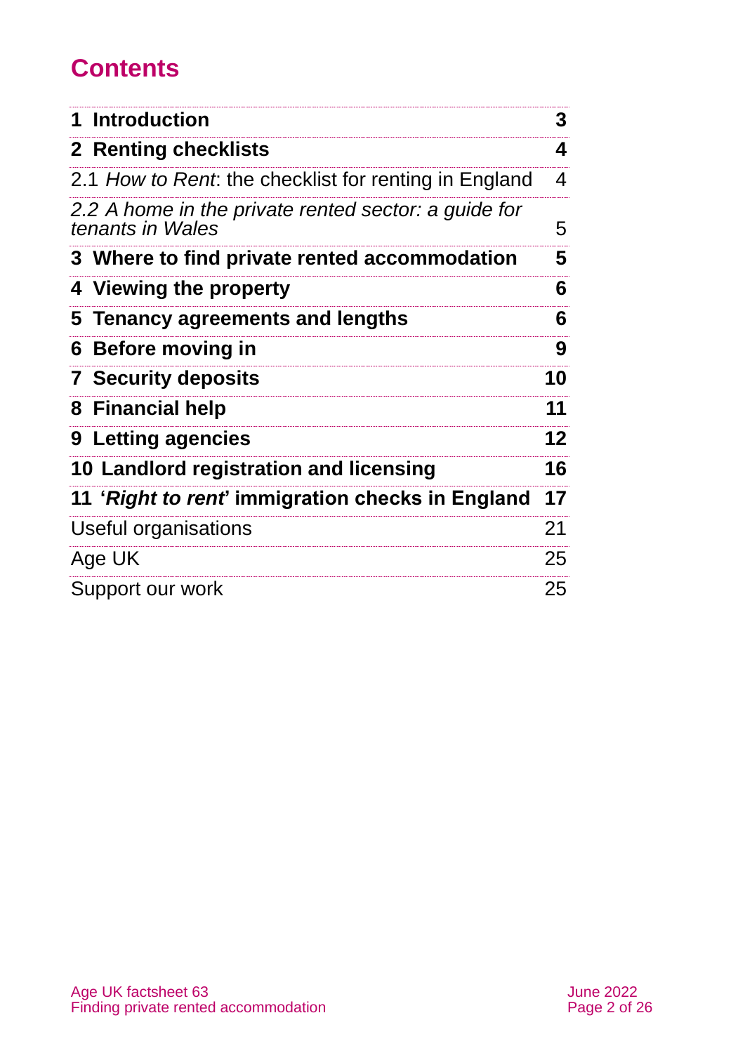# Contents

| | |
|---|---|
| **1 Introduction** | **3** |
| **2 Renting checklists** | **4** |
| 2.1 *How to Rent*: the checklist for renting in England | 4 |
| *2.2 A home in the private rented sector: a guide for tenants in Wales* | 5 |
| **3 Where to find private rented accommodation** | **5** |
| **4 Viewing the property** | **6** |
| **5 Tenancy agreements and lengths** | **6** |
| **6 Before moving in** | **9** |
| **7 Security deposits** | **10** |
| **8 Financial help** | **11** |
| **9 Letting agencies** | **12** |
| **10 Landlord registration and licensing** | **16** |
| **11 '*Right to rent*' immigration checks in England** | **17** |
| Useful organisations | 21 |
| Age UK | 25 |
| Support our work | 25 |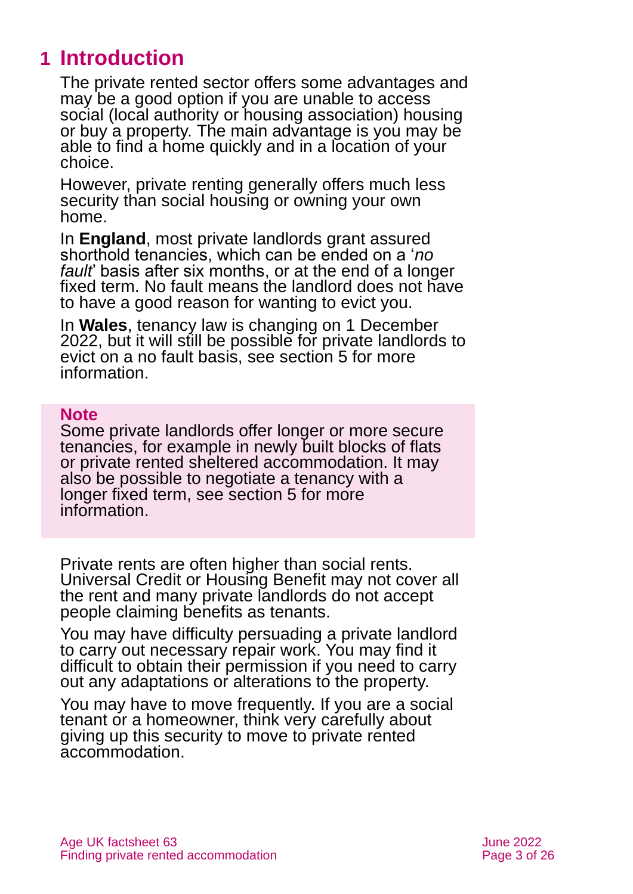# 1 Introduction

The private rented sector offers some advantages and may be a good option if you are unable to access social (local authority or housing association) housing or buy a property. The main advantage is you may be able to find a home quickly and in a location of your choice.

However, private renting generally offers much less security than social housing or owning your own home.

In **England**, most private landlords grant assured shorthold tenancies, which can be ended on a '*no fault*' basis after six months, or at the end of a longer fixed term. No fault means the landlord does not have to have a good reason for wanting to evict you.

In **Wales**, tenancy law is changing on 1 December 2022, but it will still be possible for private landlords to evict on a no fault basis, see section 5 for more information.

**Note**

Some private landlords offer longer or more secure tenancies, for example in newly built blocks of flats or private rented sheltered accommodation. It may also be possible to negotiate a tenancy with a longer fixed term, see section 5 for more information.

Private rents are often higher than social rents. Universal Credit or Housing Benefit may not cover all the rent and many private landlords do not accept people claiming benefits as tenants.

You may have difficulty persuading a private landlord to carry out necessary repair work. You may find it difficult to obtain their permission if you need to carry out any adaptations or alterations to the property.

You may have to move frequently. If you are a social tenant or a homeowner, think very carefully about giving up this security to move to private rented accommodation.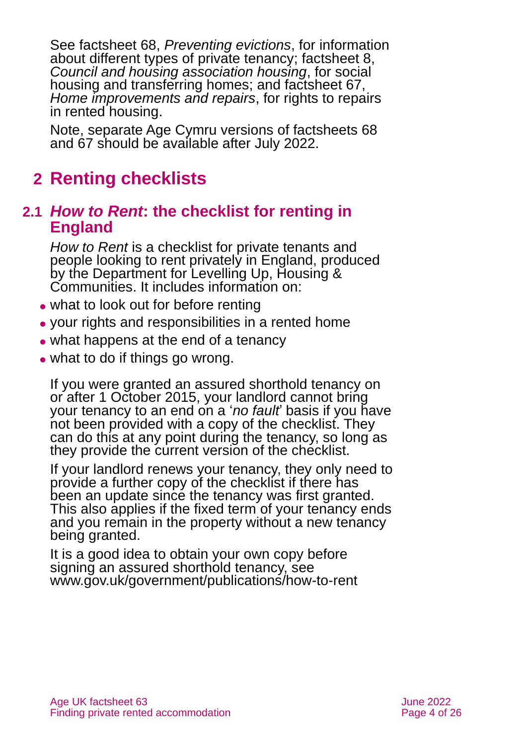See factsheet 68, *Preventing evictions*, for information about different types of private tenancy; factsheet 8, *Council and housing association housing*, for social housing and transferring homes; and factsheet 67, *Home improvements and repairs*, for rights to repairs in rented housing.

Note, separate Age Cymru versions of factsheets 68 and 67 should be available after July 2022.

# 2 Renting checklists

## 2.1 *How to Rent*: the checklist for renting in England

*How to Rent* is a checklist for private tenants and people looking to rent privately in England, produced by the Department for Levelling Up, Housing & Communities. It includes information on:

- what to look out for before renting
- your rights and responsibilities in a rented home
- what happens at the end of a tenancy
- what to do if things go wrong.

If you were granted an assured shorthold tenancy on or after 1 October 2015, your landlord cannot bring your tenancy to an end on a '*no fault*' basis if you have not been provided with a copy of the checklist. They can do this at any point during the tenancy, so long as they provide the current version of the checklist.

If your landlord renews your tenancy, they only need to provide a further copy of the checklist if there has been an update since the tenancy was first granted. This also applies if the fixed term of your tenancy ends and you remain in the property without a new tenancy being granted.

It is a good idea to obtain your own copy before signing an assured shorthold tenancy, see www.gov.uk/government/publications/how-to-rent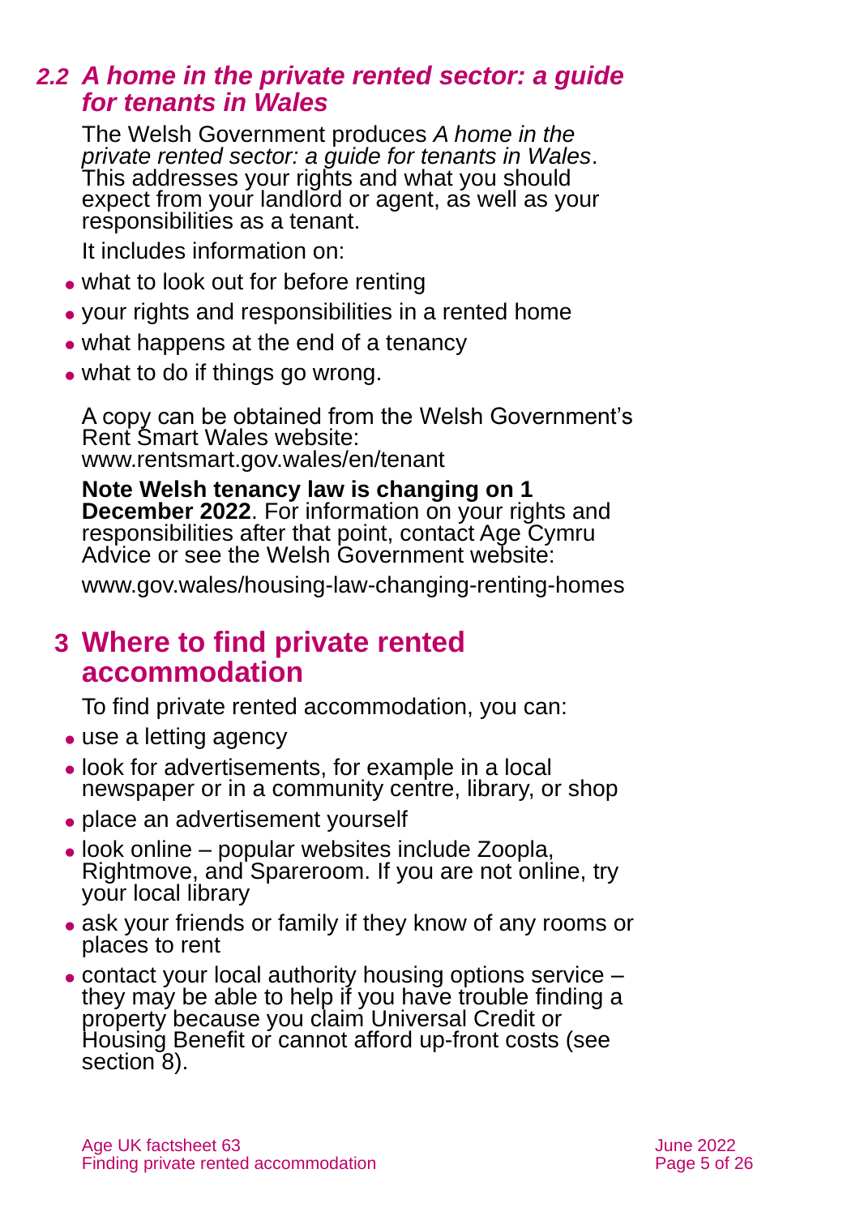### *2.2 A home in the private rented sector: a guide for tenants in Wales*

The Welsh Government produces *A home in the private rented sector: a guide for tenants in Wales*. This addresses your rights and what you should expect from your landlord or agent, as well as your responsibilities as a tenant.

It includes information on:

- what to look out for before renting
- your rights and responsibilities in a rented home
- what happens at the end of a tenancy
- what to do if things go wrong.

A copy can be obtained from the Welsh Government's Rent Smart Wales website: www.rentsmart.gov.wales/en/tenant

**Note Welsh tenancy law is changing on 1 December 2022**. For information on your rights and responsibilities after that point, contact Age Cymru Advice or see the Welsh Government website:

www.gov.wales/housing-law-changing-renting-homes

## 3 Where to find private rented accommodation

To find private rented accommodation, you can:

- use a letting agency
- look for advertisements, for example in a local newspaper or in a community centre, library, or shop
- place an advertisement yourself
- look online – popular websites include Zoopla, Rightmove, and Spareroom. If you are not online, try your local library
- ask your friends or family if they know of any rooms or places to rent
- contact your local authority housing options service – they may be able to help if you have trouble finding a property because you claim Universal Credit or Housing Benefit or cannot afford up-front costs (see section 8).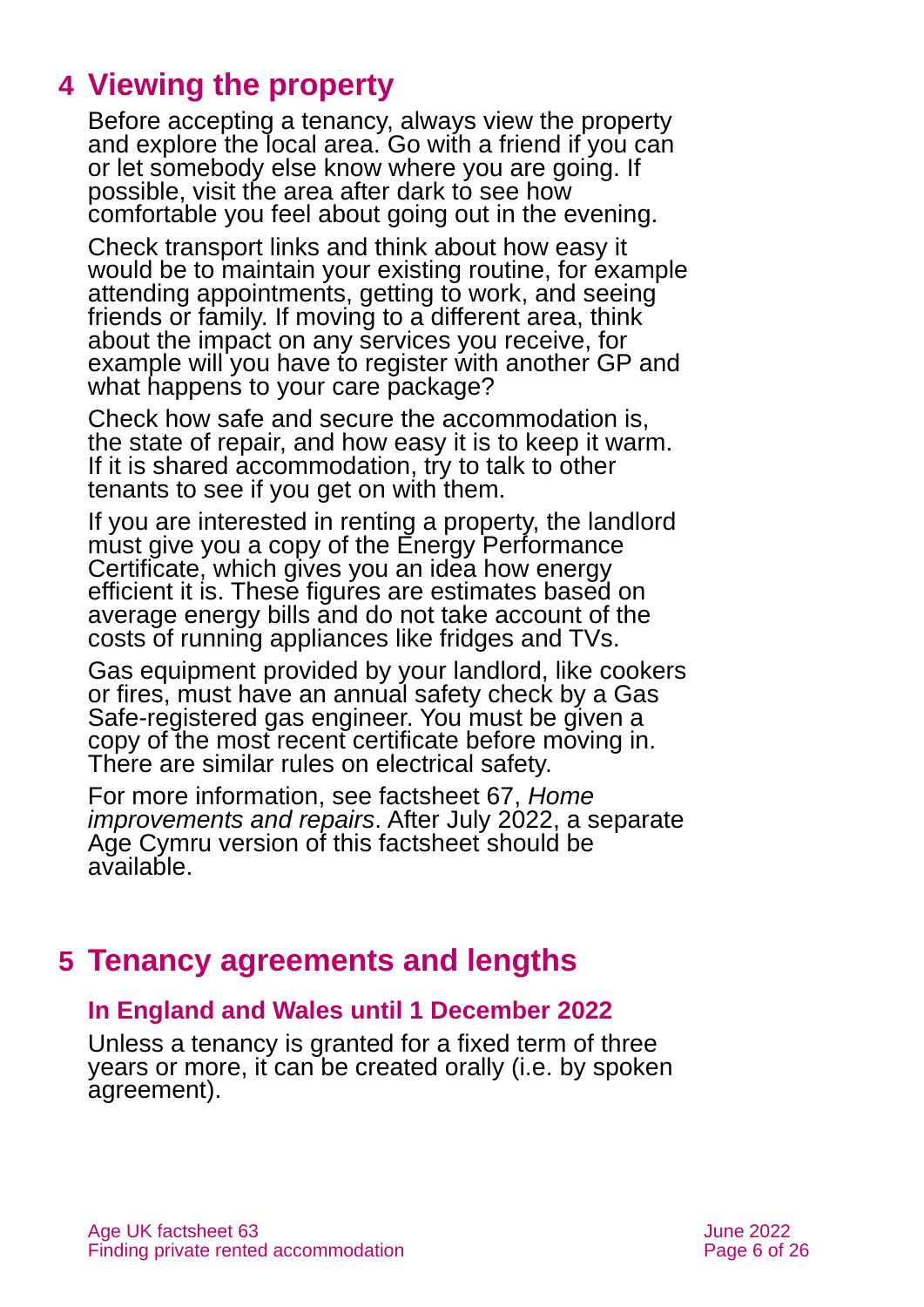## 4 Viewing the property

Before accepting a tenancy, always view the property and explore the local area. Go with a friend if you can or let somebody else know where you are going. If possible, visit the area after dark to see how comfortable you feel about going out in the evening.

Check transport links and think about how easy it would be to maintain your existing routine, for example attending appointments, getting to work, and seeing friends or family. If moving to a different area, think about the impact on any services you receive, for example will you have to register with another GP and what happens to your care package?

Check how safe and secure the accommodation is, the state of repair, and how easy it is to keep it warm. If it is shared accommodation, try to talk to other tenants to see if you get on with them.

If you are interested in renting a property, the landlord must give you a copy of the Energy Performance Certificate, which gives you an idea how energy efficient it is. These figures are estimates based on average energy bills and do not take account of the costs of running appliances like fridges and TVs.

Gas equipment provided by your landlord, like cookers or fires, must have an annual safety check by a Gas Safe-registered gas engineer. You must be given a copy of the most recent certificate before moving in. There are similar rules on electrical safety.

For more information, see factsheet 67, *Home improvements and repairs*. After July 2022, a separate Age Cymru version of this factsheet should be available.

## 5 Tenancy agreements and lengths

### In England and Wales until 1 December 2022

Unless a tenancy is granted for a fixed term of three years or more, it can be created orally (i.e. by spoken agreement).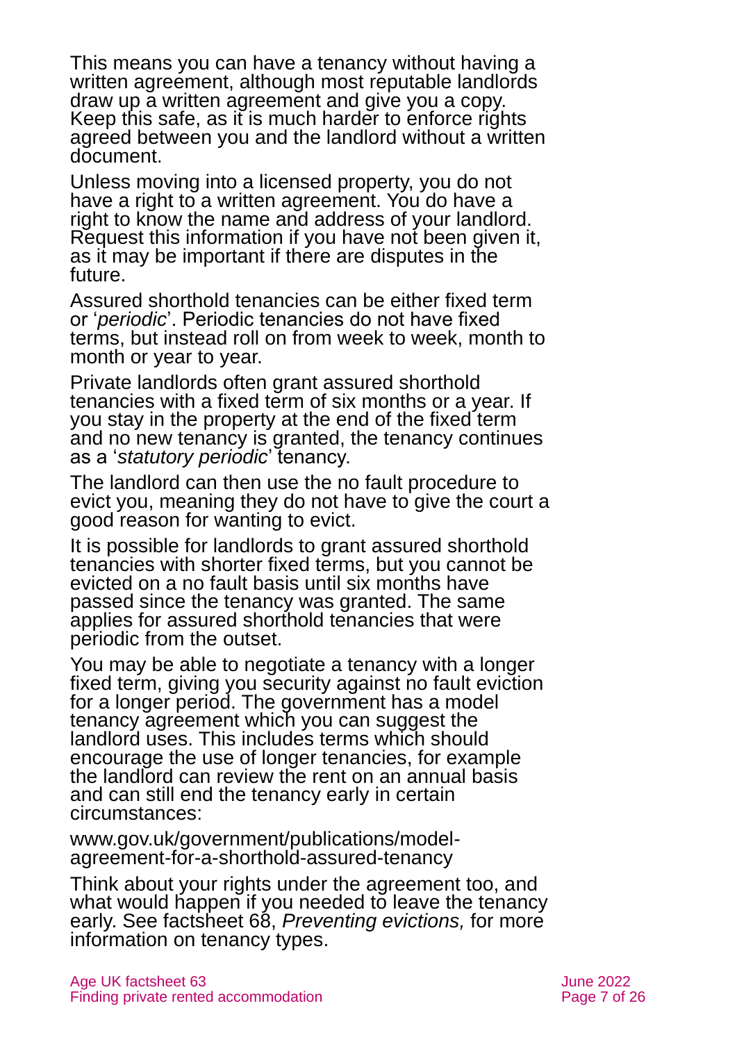This means you can have a tenancy without having a written agreement, although most reputable landlords draw up a written agreement and give you a copy. Keep this safe, as it is much harder to enforce rights agreed between you and the landlord without a written document.

Unless moving into a licensed property, you do not have a right to a written agreement. You do have a right to know the name and address of your landlord. Request this information if you have not been given it, as it may be important if there are disputes in the future.

Assured shorthold tenancies can be either fixed term or '*periodic*'. Periodic tenancies do not have fixed terms, but instead roll on from week to week, month to month or year to year.

Private landlords often grant assured shorthold tenancies with a fixed term of six months or a year. If you stay in the property at the end of the fixed term and no new tenancy is granted, the tenancy continues as a '*statutory periodic*' tenancy.

The landlord can then use the no fault procedure to evict you, meaning they do not have to give the court a good reason for wanting to evict.

It is possible for landlords to grant assured shorthold tenancies with shorter fixed terms, but you cannot be evicted on a no fault basis until six months have passed since the tenancy was granted. The same applies for assured shorthold tenancies that were periodic from the outset.

You may be able to negotiate a tenancy with a longer fixed term, giving you security against no fault eviction for a longer period. The government has a model tenancy agreement which you can suggest the landlord uses. This includes terms which should encourage the use of longer tenancies, for example the landlord can review the rent on an annual basis and can still end the tenancy early in certain circumstances:

www.gov.uk/government/publications/model-agreement-for-a-shorthold-assured-tenancy

Think about your rights under the agreement too, and what would happen if you needed to leave the tenancy early. See factsheet 68, *Preventing evictions,* for more information on tenancy types.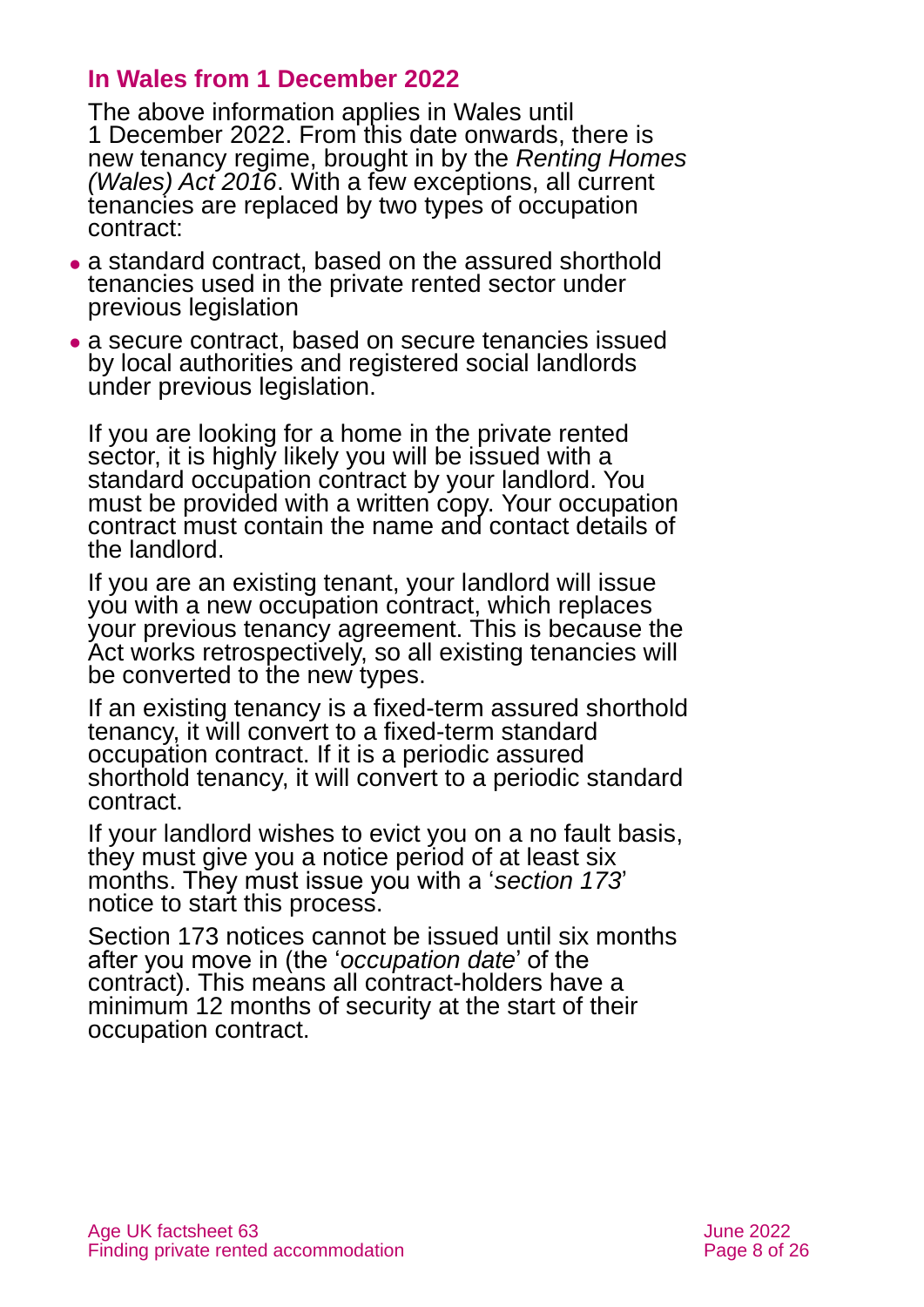## In Wales from 1 December 2022

The above information applies in Wales until 1 December 2022. From this date onwards, there is new tenancy regime, brought in by the *Renting Homes (Wales) Act 2016*. With a few exceptions, all current tenancies are replaced by two types of occupation contract:

- a standard contract, based on the assured shorthold tenancies used in the private rented sector under previous legislation
- a secure contract, based on secure tenancies issued by local authorities and registered social landlords under previous legislation.

If you are looking for a home in the private rented sector, it is highly likely you will be issued with a standard occupation contract by your landlord. You must be provided with a written copy. Your occupation contract must contain the name and contact details of the landlord.

If you are an existing tenant, your landlord will issue you with a new occupation contract, which replaces your previous tenancy agreement. This is because the Act works retrospectively, so all existing tenancies will be converted to the new types.

If an existing tenancy is a fixed-term assured shorthold tenancy, it will convert to a fixed-term standard occupation contract. If it is a periodic assured shorthold tenancy, it will convert to a periodic standard contract.

If your landlord wishes to evict you on a no fault basis, they must give you a notice period of at least six months. They must issue you with a '*section 173*' notice to start this process.

Section 173 notices cannot be issued until six months after you move in (the '*occupation date*' of the contract). This means all contract-holders have a minimum 12 months of security at the start of their occupation contract.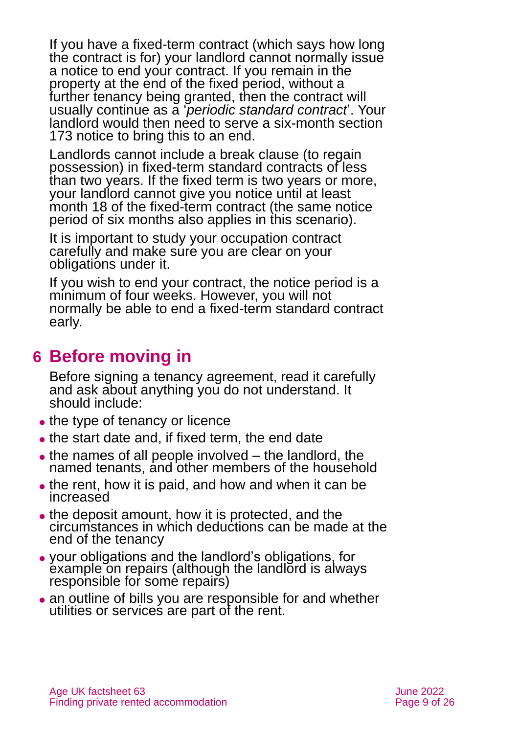If you have a fixed-term contract (which says how long the contract is for) your landlord cannot normally issue a notice to end your contract. If you remain in the property at the end of the fixed period, without a further tenancy being granted, then the contract will usually continue as a '*periodic standard contract*'. Your landlord would then need to serve a six-month section 173 notice to bring this to an end.

Landlords cannot include a break clause (to regain possession) in fixed-term standard contracts of less than two years. If the fixed term is two years or more, your landlord cannot give you notice until at least month 18 of the fixed-term contract (the same notice period of six months also applies in this scenario).

It is important to study your occupation contract carefully and make sure you are clear on your obligations under it.

If you wish to end your contract, the notice period is a minimum of four weeks. However, you will not normally be able to end a fixed-term standard contract early.

# 6 Before moving in

Before signing a tenancy agreement, read it carefully and ask about anything you do not understand. It should include:

- the type of tenancy or licence
- the start date and, if fixed term, the end date
- the names of all people involved – the landlord, the named tenants, and other members of the household
- the rent, how it is paid, and how and when it can be increased
- the deposit amount, how it is protected, and the circumstances in which deductions can be made at the end of the tenancy
- your obligations and the landlord's obligations, for example on repairs (although the landlord is always responsible for some repairs)
- an outline of bills you are responsible for and whether utilities or services are part of the rent.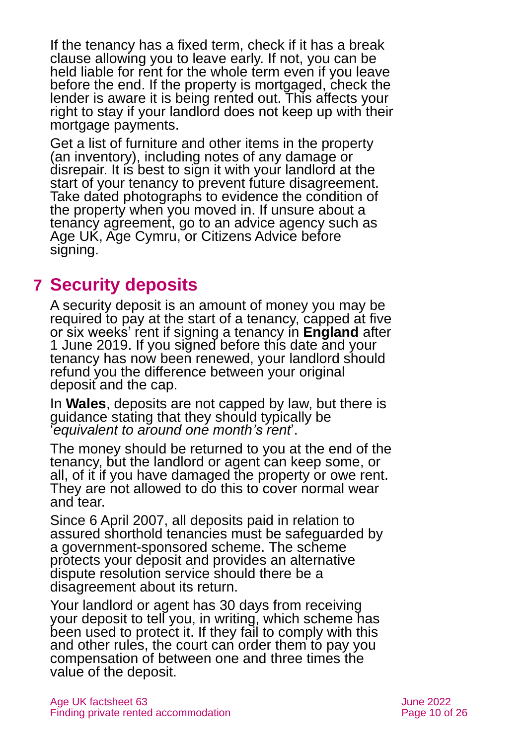If the tenancy has a fixed term, check if it has a break clause allowing you to leave early. If not, you can be held liable for rent for the whole term even if you leave before the end. If the property is mortgaged, check the lender is aware it is being rented out. This affects your right to stay if your landlord does not keep up with their mortgage payments.

Get a list of furniture and other items in the property (an inventory), including notes of any damage or disrepair. It is best to sign it with your landlord at the start of your tenancy to prevent future disagreement. Take dated photographs to evidence the condition of the property when you moved in. If unsure about a tenancy agreement, go to an advice agency such as Age UK, Age Cymru, or Citizens Advice before signing.

## 7 Security deposits

A security deposit is an amount of money you may be required to pay at the start of a tenancy, capped at five or six weeks' rent if signing a tenancy in **England** after 1 June 2019. If you signed before this date and your tenancy has now been renewed, your landlord should refund you the difference between your original deposit and the cap.

In **Wales**, deposits are not capped by law, but there is guidance stating that they should typically be '*equivalent to around one month's rent*'.

The money should be returned to you at the end of the tenancy, but the landlord or agent can keep some, or all, of it if you have damaged the property or owe rent. They are not allowed to do this to cover normal wear and tear.

Since 6 April 2007, all deposits paid in relation to assured shorthold tenancies must be safeguarded by a government-sponsored scheme. The scheme protects your deposit and provides an alternative dispute resolution service should there be a disagreement about its return.

Your landlord or agent has 30 days from receiving your deposit to tell you, in writing, which scheme has been used to protect it. If they fail to comply with this and other rules, the court can order them to pay you compensation of between one and three times the value of the deposit.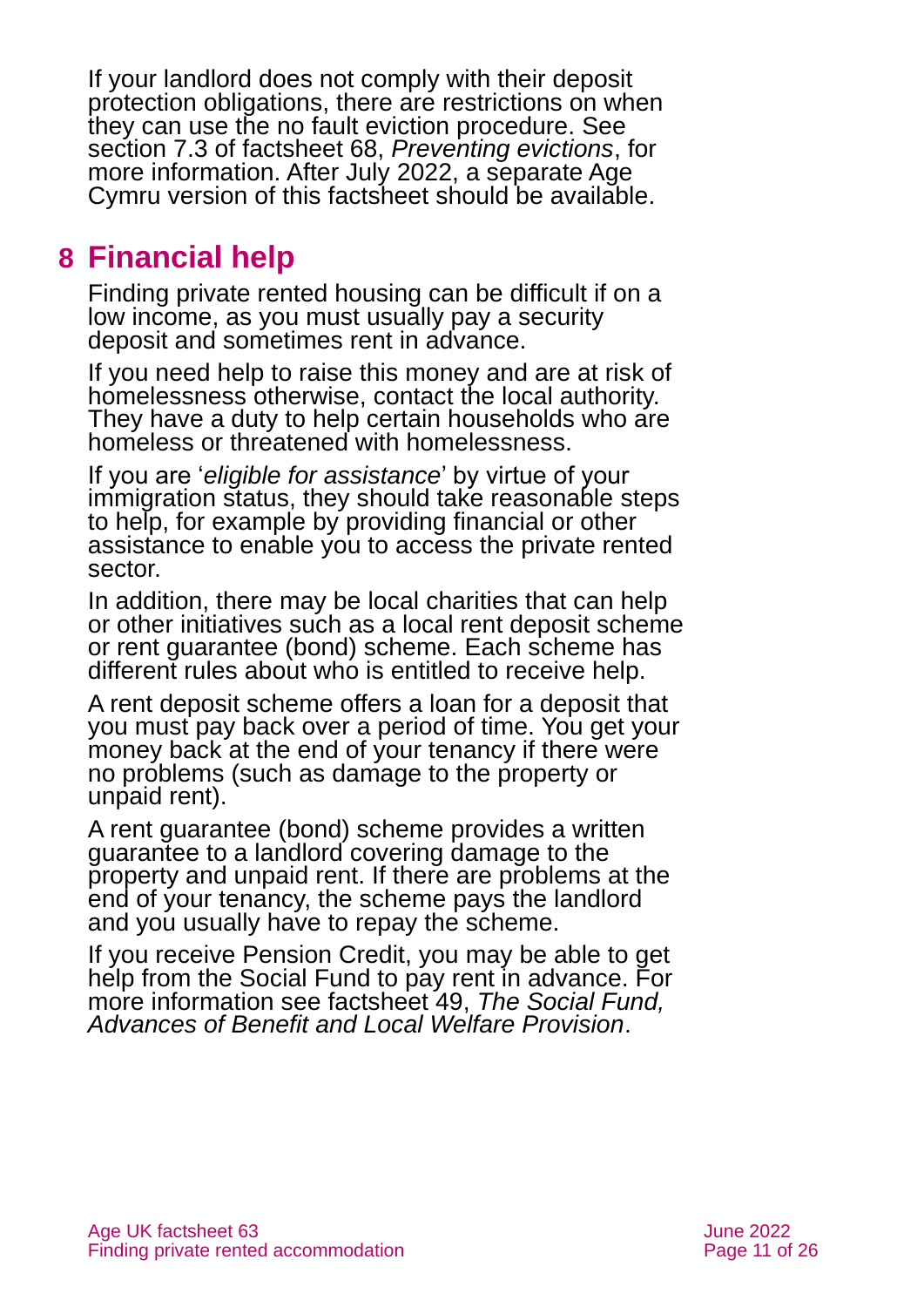If your landlord does not comply with their deposit protection obligations, there are restrictions on when they can use the no fault eviction procedure. See section 7.3 of factsheet 68, *Preventing evictions*, for more information. After July 2022, a separate Age Cymru version of this factsheet should be available.

## 8 Financial help

Finding private rented housing can be difficult if on a low income, as you must usually pay a security deposit and sometimes rent in advance.

If you need help to raise this money and are at risk of homelessness otherwise, contact the local authority. They have a duty to help certain households who are homeless or threatened with homelessness.

If you are '*eligible for assistance*' by virtue of your immigration status, they should take reasonable steps to help, for example by providing financial or other assistance to enable you to access the private rented sector.

In addition, there may be local charities that can help or other initiatives such as a local rent deposit scheme or rent guarantee (bond) scheme. Each scheme has different rules about who is entitled to receive help.

A rent deposit scheme offers a loan for a deposit that you must pay back over a period of time. You get your money back at the end of your tenancy if there were no problems (such as damage to the property or unpaid rent).

A rent guarantee (bond) scheme provides a written guarantee to a landlord covering damage to the property and unpaid rent. If there are problems at the end of your tenancy, the scheme pays the landlord and you usually have to repay the scheme.

If you receive Pension Credit, you may be able to get help from the Social Fund to pay rent in advance. For more information see factsheet 49, *The Social Fund, Advances of Benefit and Local Welfare Provision*.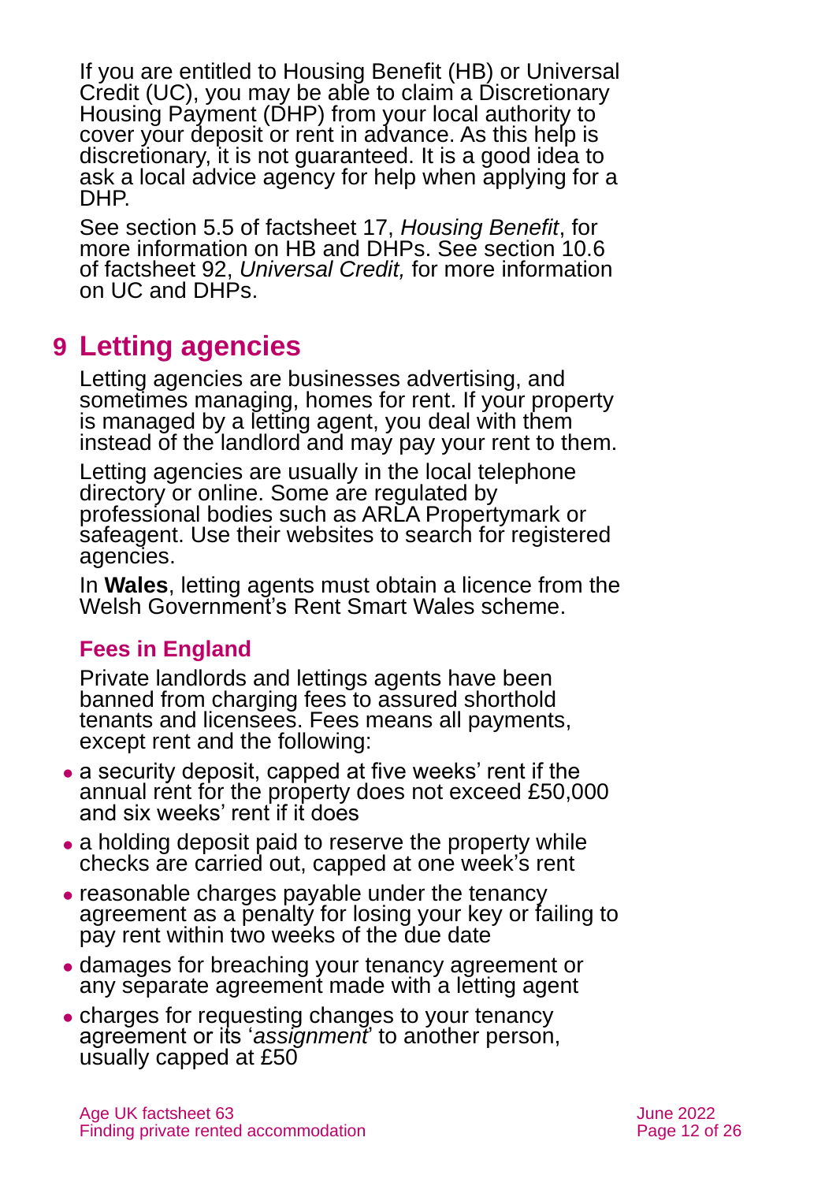If you are entitled to Housing Benefit (HB) or Universal Credit (UC), you may be able to claim a Discretionary Housing Payment (DHP) from your local authority to cover your deposit or rent in advance. As this help is discretionary, it is not guaranteed. It is a good idea to ask a local advice agency for help when applying for a DHP.

See section 5.5 of factsheet 17, *Housing Benefit*, for more information on HB and DHPs. See section 10.6 of factsheet 92, *Universal Credit,* for more information on UC and DHPs.

# 9 Letting agencies

Letting agencies are businesses advertising, and sometimes managing, homes for rent. If your property is managed by a letting agent, you deal with them instead of the landlord and may pay your rent to them.

Letting agencies are usually in the local telephone directory or online. Some are regulated by professional bodies such as ARLA Propertymark or safeagent. Use their websites to search for registered agencies.

In **Wales**, letting agents must obtain a licence from the Welsh Government's Rent Smart Wales scheme.

## Fees in England

Private landlords and lettings agents have been banned from charging fees to assured shorthold tenants and licensees. Fees means all payments, except rent and the following:

- a security deposit, capped at five weeks' rent if the annual rent for the property does not exceed £50,000 and six weeks' rent if it does
- a holding deposit paid to reserve the property while checks are carried out, capped at one week's rent
- reasonable charges payable under the tenancy agreement as a penalty for losing your key or failing to pay rent within two weeks of the due date
- damages for breaching your tenancy agreement or any separate agreement made with a letting agent
- charges for requesting changes to your tenancy agreement or its '*assignment*' to another person, usually capped at £50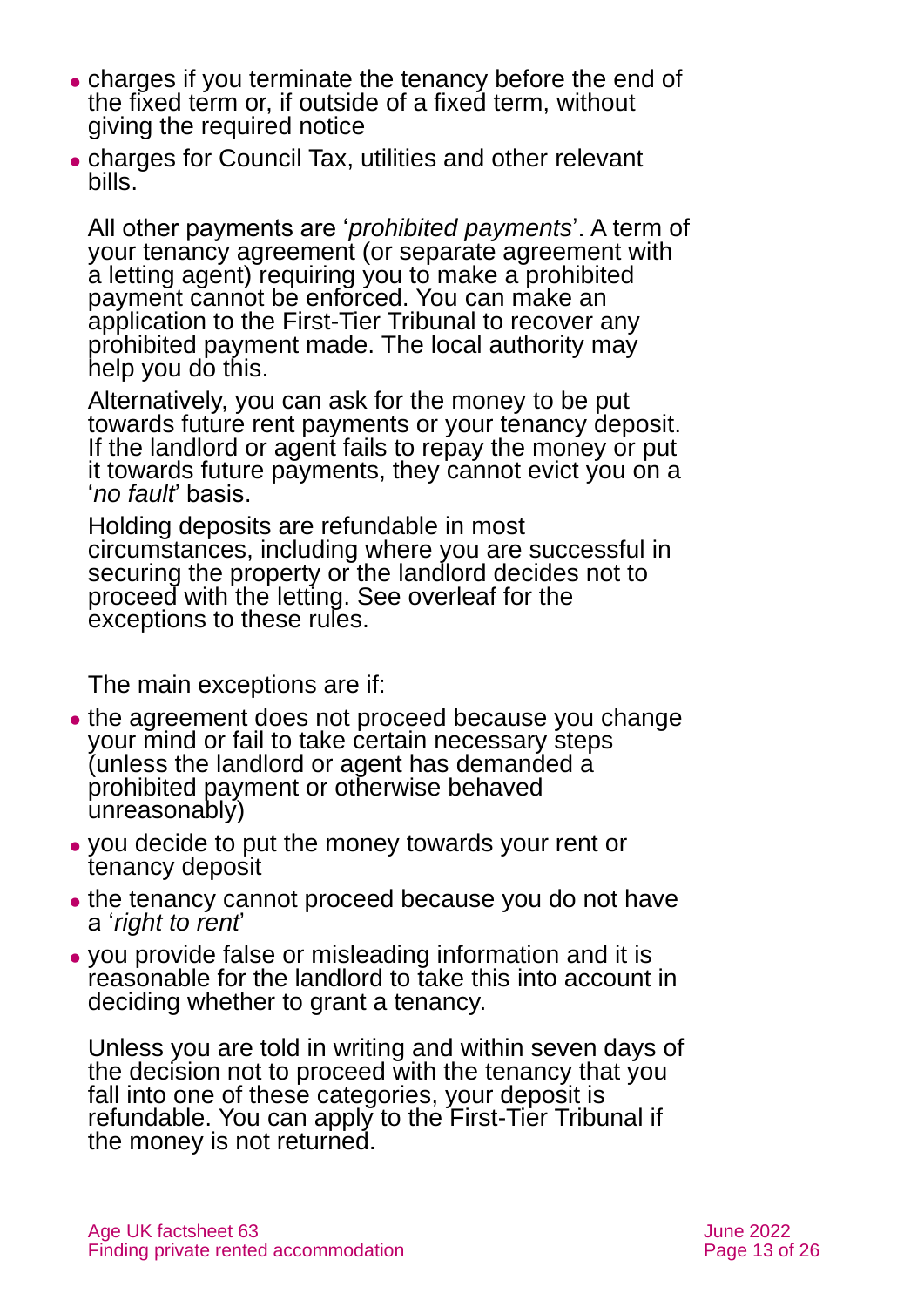- charges if you terminate the tenancy before the end of the fixed term or, if outside of a fixed term, without giving the required notice
- charges for Council Tax, utilities and other relevant bills.

All other payments are '*prohibited payments*'. A term of your tenancy agreement (or separate agreement with a letting agent) requiring you to make a prohibited payment cannot be enforced. You can make an application to the First-Tier Tribunal to recover any prohibited payment made. The local authority may help you do this.

Alternatively, you can ask for the money to be put towards future rent payments or your tenancy deposit. If the landlord or agent fails to repay the money or put it towards future payments, they cannot evict you on a '*no fault*' basis.

Holding deposits are refundable in most circumstances, including where you are successful in securing the property or the landlord decides not to proceed with the letting. See overleaf for the exceptions to these rules.

The main exceptions are if:

- the agreement does not proceed because you change your mind or fail to take certain necessary steps (unless the landlord or agent has demanded a prohibited payment or otherwise behaved unreasonably)
- you decide to put the money towards your rent or tenancy deposit
- the tenancy cannot proceed because you do not have a '*right to rent*'
- you provide false or misleading information and it is reasonable for the landlord to take this into account in deciding whether to grant a tenancy.

Unless you are told in writing and within seven days of the decision not to proceed with the tenancy that you fall into one of these categories, your deposit is refundable. You can apply to the First-Tier Tribunal if the money is not returned.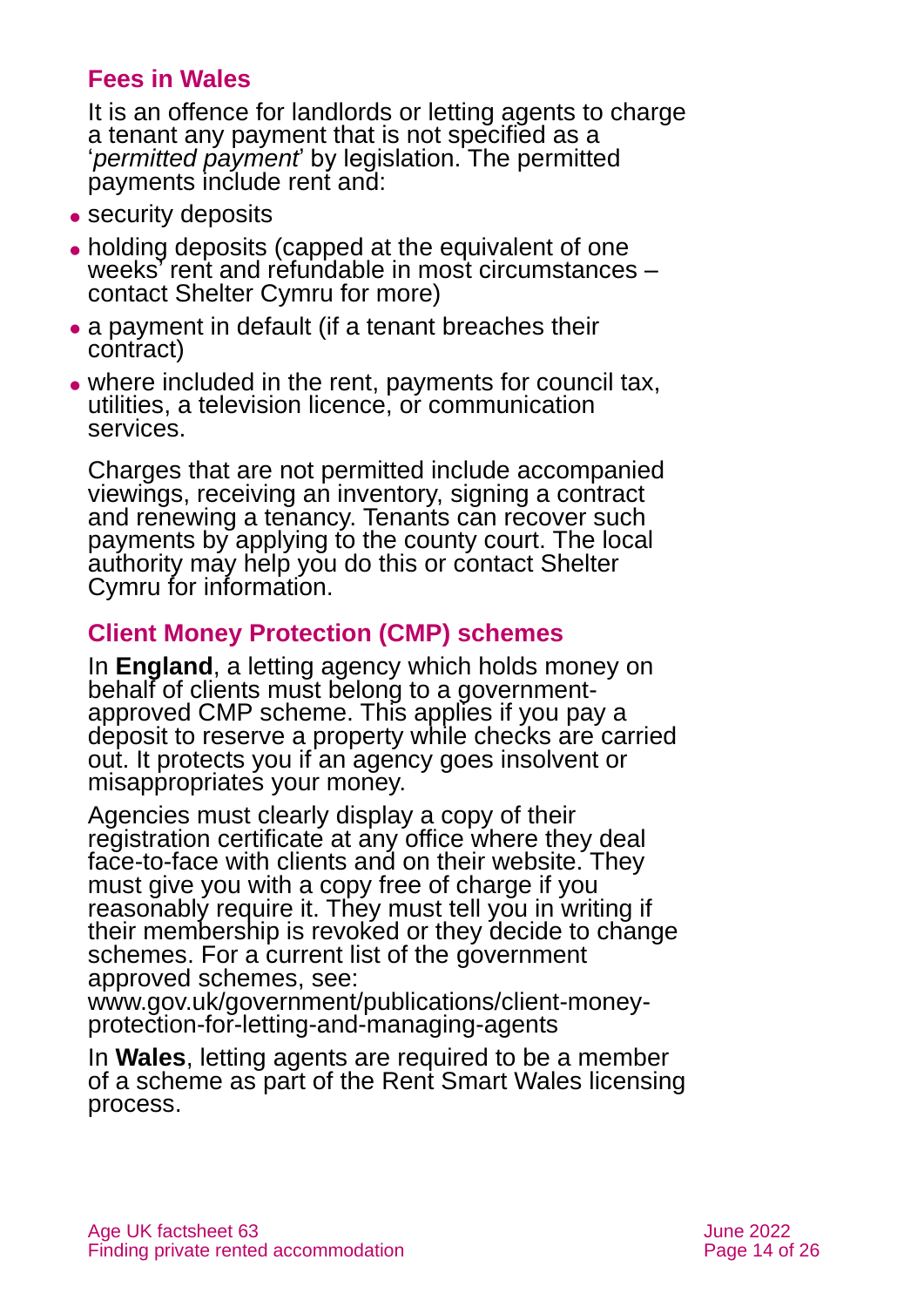### Fees in Wales

It is an offence for landlords or letting agents to charge a tenant any payment that is not specified as a '*permitted payment*' by legislation. The permitted payments include rent and:

- security deposits
- holding deposits (capped at the equivalent of one weeks' rent and refundable in most circumstances – contact Shelter Cymru for more)
- a payment in default (if a tenant breaches their contract)
- where included in the rent, payments for council tax, utilities, a television licence, or communication services.

Charges that are not permitted include accompanied viewings, receiving an inventory, signing a contract and renewing a tenancy. Tenants can recover such payments by applying to the county court. The local authority may help you do this or contact Shelter Cymru for information.

### Client Money Protection (CMP) schemes

In **England**, a letting agency which holds money on behalf of clients must belong to a government-approved CMP scheme. This applies if you pay a deposit to reserve a property while checks are carried out. It protects you if an agency goes insolvent or misappropriates your money.

Agencies must clearly display a copy of their registration certificate at any office where they deal face-to-face with clients and on their website. They must give you with a copy free of charge if you reasonably require it. They must tell you in writing if their membership is revoked or they decide to change schemes. For a current list of the government approved schemes, see: www.gov.uk/government/publications/client-money-protection-for-letting-and-managing-agents

In **Wales**, letting agents are required to be a member of a scheme as part of the Rent Smart Wales licensing process.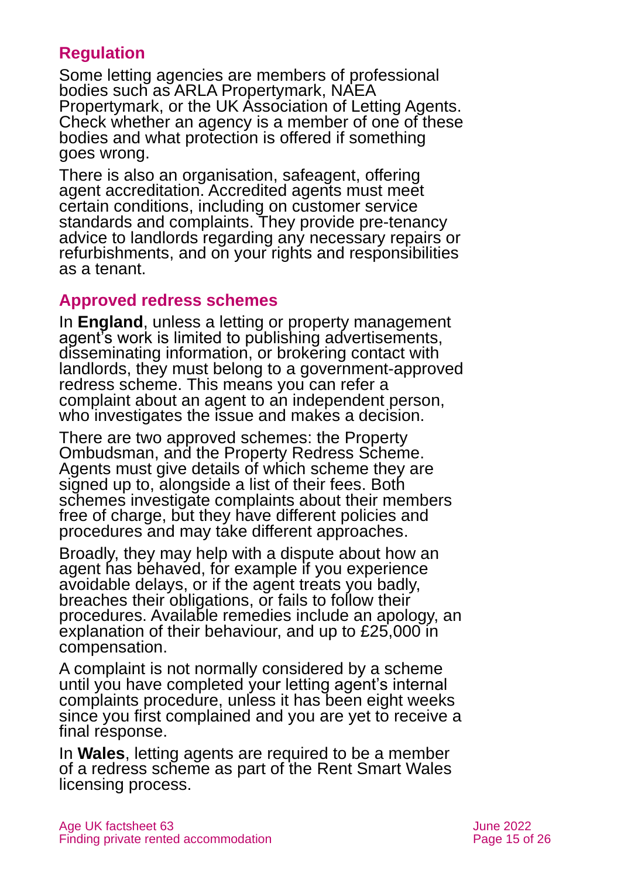## Regulation

Some letting agencies are members of professional bodies such as ARLA Propertymark, NAEA Propertymark, or the UK Association of Letting Agents. Check whether an agency is a member of one of these bodies and what protection is offered if something goes wrong.

There is also an organisation, safeagent, offering agent accreditation. Accredited agents must meet certain conditions, including on customer service standards and complaints. They provide pre-tenancy advice to landlords regarding any necessary repairs or refurbishments, and on your rights and responsibilities as a tenant.

## Approved redress schemes

In **England**, unless a letting or property management agent's work is limited to publishing advertisements, disseminating information, or brokering contact with landlords, they must belong to a government-approved redress scheme. This means you can refer a complaint about an agent to an independent person, who investigates the issue and makes a decision.

There are two approved schemes: the Property Ombudsman, and the Property Redress Scheme. Agents must give details of which scheme they are signed up to, alongside a list of their fees. Both schemes investigate complaints about their members free of charge, but they have different policies and procedures and may take different approaches.

Broadly, they may help with a dispute about how an agent has behaved, for example if you experience avoidable delays, or if the agent treats you badly, breaches their obligations, or fails to follow their procedures. Available remedies include an apology, an explanation of their behaviour, and up to £25,000 in compensation.

A complaint is not normally considered by a scheme until you have completed your letting agent's internal complaints procedure, unless it has been eight weeks since you first complained and you are yet to receive a final response.

In **Wales**, letting agents are required to be a member of a redress scheme as part of the Rent Smart Wales licensing process.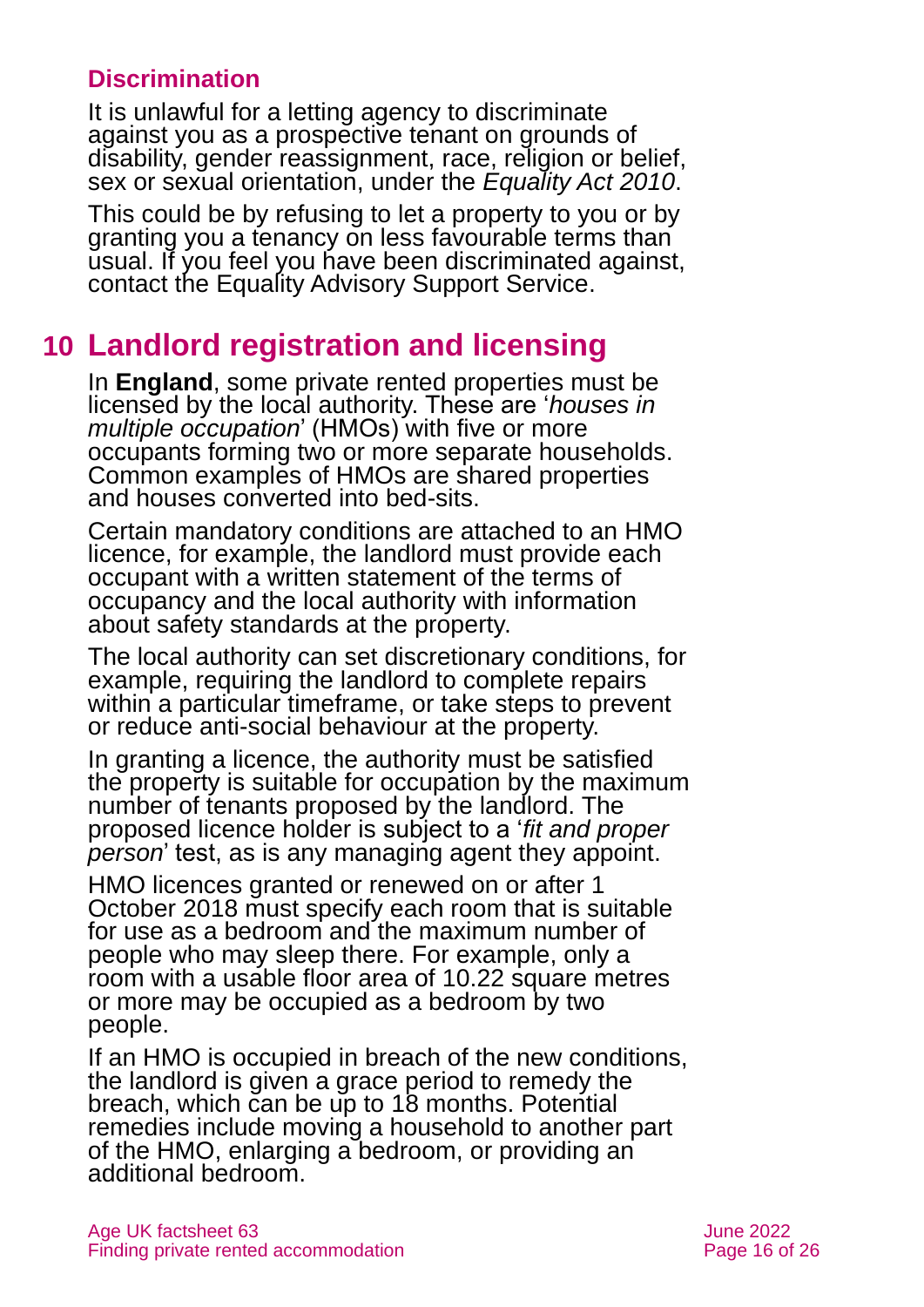### Discrimination

It is unlawful for a letting agency to discriminate against you as a prospective tenant on grounds of disability, gender reassignment, race, religion or belief, sex or sexual orientation, under the *Equality Act 2010*.

This could be by refusing to let a property to you or by granting you a tenancy on less favourable terms than usual. If you feel you have been discriminated against, contact the Equality Advisory Support Service.

## 10 Landlord registration and licensing

In **England**, some private rented properties must be licensed by the local authority. These are '*houses in multiple occupation*' (HMOs) with five or more occupants forming two or more separate households. Common examples of HMOs are shared properties and houses converted into bed-sits.

Certain mandatory conditions are attached to an HMO licence, for example, the landlord must provide each occupant with a written statement of the terms of occupancy and the local authority with information about safety standards at the property.

The local authority can set discretionary conditions, for example, requiring the landlord to complete repairs within a particular timeframe, or take steps to prevent or reduce anti-social behaviour at the property.

In granting a licence, the authority must be satisfied the property is suitable for occupation by the maximum number of tenants proposed by the landlord. The proposed licence holder is subject to a '*fit and proper person*' test, as is any managing agent they appoint.

HMO licences granted or renewed on or after 1 October 2018 must specify each room that is suitable for use as a bedroom and the maximum number of people who may sleep there. For example, only a room with a usable floor area of 10.22 square metres or more may be occupied as a bedroom by two people.

If an HMO is occupied in breach of the new conditions, the landlord is given a grace period to remedy the breach, which can be up to 18 months. Potential remedies include moving a household to another part of the HMO, enlarging a bedroom, or providing an additional bedroom.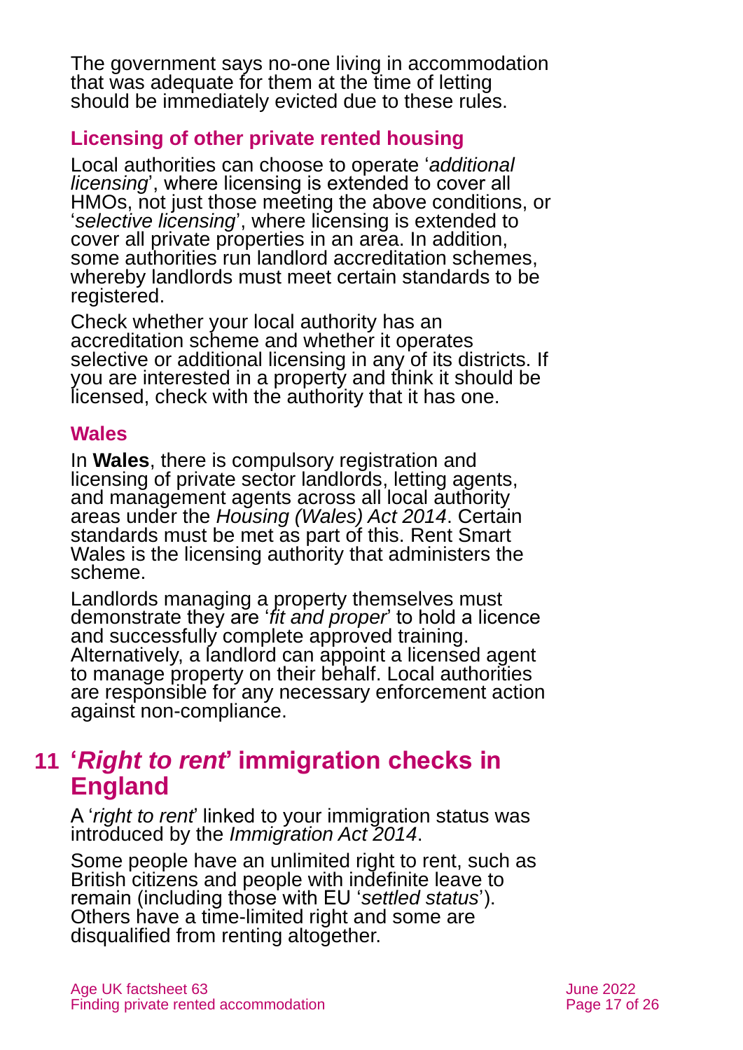The government says no-one living in accommodation that was adequate for them at the time of letting should be immediately evicted due to these rules.

### Licensing of other private rented housing

Local authorities can choose to operate '*additional licensing*', where licensing is extended to cover all HMOs, not just those meeting the above conditions, or '*selective licensing*', where licensing is extended to cover all private properties in an area. In addition, some authorities run landlord accreditation schemes, whereby landlords must meet certain standards to be registered.

Check whether your local authority has an accreditation scheme and whether it operates selective or additional licensing in any of its districts. If you are interested in a property and think it should be licensed, check with the authority that it has one.

### Wales

In **Wales**, there is compulsory registration and licensing of private sector landlords, letting agents, and management agents across all local authority areas under the *Housing (Wales) Act 2014*. Certain standards must be met as part of this. Rent Smart Wales is the licensing authority that administers the scheme.

Landlords managing a property themselves must demonstrate they are '*fit and proper*' to hold a licence and successfully complete approved training. Alternatively, a landlord can appoint a licensed agent to manage property on their behalf. Local authorities are responsible for any necessary enforcement action against non-compliance.

## 11 '*Right to rent*' immigration checks in England

A '*right to rent*' linked to your immigration status was introduced by the *Immigration Act 2014*.

Some people have an unlimited right to rent, such as British citizens and people with indefinite leave to remain (including those with EU '*settled status*'). Others have a time-limited right and some are disqualified from renting altogether.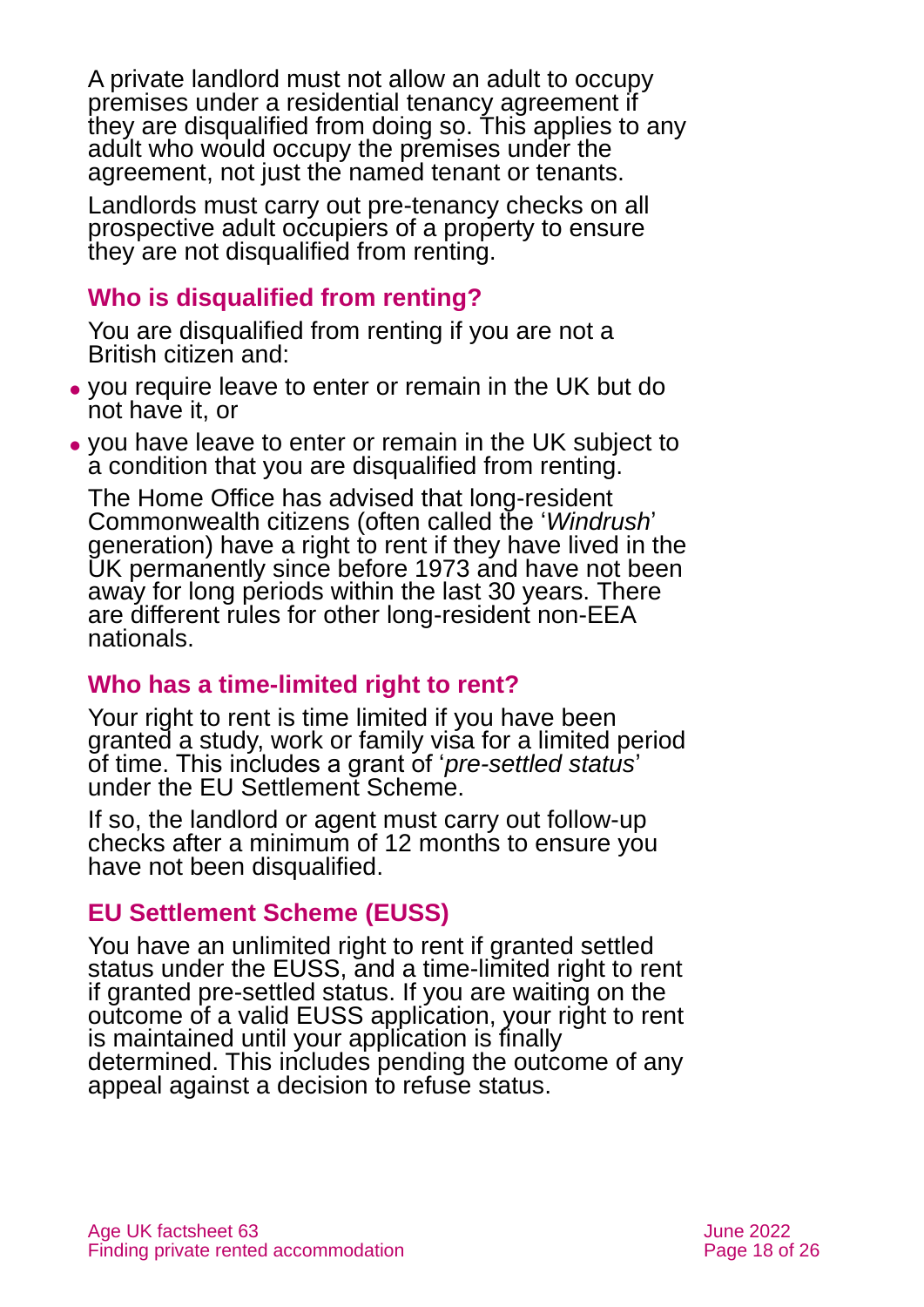A private landlord must not allow an adult to occupy premises under a residential tenancy agreement if they are disqualified from doing so. This applies to any adult who would occupy the premises under the agreement, not just the named tenant or tenants.

Landlords must carry out pre-tenancy checks on all prospective adult occupiers of a property to ensure they are not disqualified from renting.

## Who is disqualified from renting?

You are disqualified from renting if you are not a British citizen and:

- you require leave to enter or remain in the UK but do not have it, or
- you have leave to enter or remain in the UK subject to a condition that you are disqualified from renting.

The Home Office has advised that long-resident Commonwealth citizens (often called the '*Windrush*' generation) have a right to rent if they have lived in the UK permanently since before 1973 and have not been away for long periods within the last 30 years. There are different rules for other long-resident non-EEA nationals.

## Who has a time-limited right to rent?

Your right to rent is time limited if you have been granted a study, work or family visa for a limited period of time. This includes a grant of '*pre-settled status*' under the EU Settlement Scheme.

If so, the landlord or agent must carry out follow-up checks after a minimum of 12 months to ensure you have not been disqualified.

## EU Settlement Scheme (EUSS)

You have an unlimited right to rent if granted settled status under the EUSS, and a time-limited right to rent if granted pre-settled status. If you are waiting on the outcome of a valid EUSS application, your right to rent is maintained until your application is finally determined. This includes pending the outcome of any appeal against a decision to refuse status.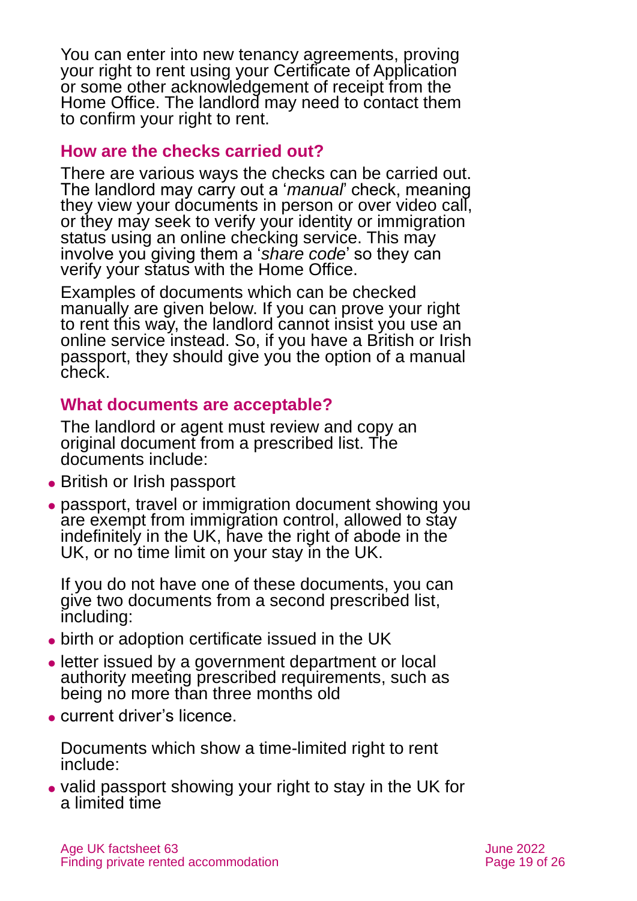You can enter into new tenancy agreements, proving your right to rent using your Certificate of Application or some other acknowledgement of receipt from the Home Office. The landlord may need to contact them to confirm your right to rent.

### How are the checks carried out?

There are various ways the checks can be carried out. The landlord may carry out a '*manual*' check, meaning they view your documents in person or over video call, or they may seek to verify your identity or immigration status using an online checking service. This may involve you giving them a '*share code*' so they can verify your status with the Home Office.

Examples of documents which can be checked manually are given below. If you can prove your right to rent this way, the landlord cannot insist you use an online service instead. So, if you have a British or Irish passport, they should give you the option of a manual check.

### What documents are acceptable?

The landlord or agent must review and copy an original document from a prescribed list. The documents include:

- British or Irish passport
- passport, travel or immigration document showing you are exempt from immigration control, allowed to stay indefinitely in the UK, have the right of abode in the UK, or no time limit on your stay in the UK.

If you do not have one of these documents, you can give two documents from a second prescribed list, including:

- birth or adoption certificate issued in the UK
- letter issued by a government department or local authority meeting prescribed requirements, such as being no more than three months old
- current driver's licence.

Documents which show a time-limited right to rent include:

- valid passport showing your right to stay in the UK for a limited time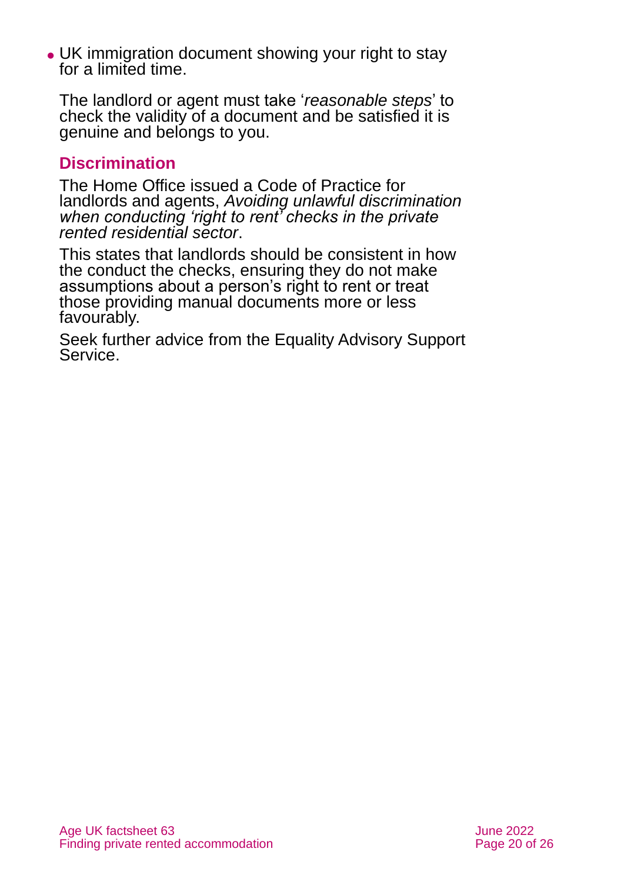- UK immigration document showing your right to stay for a limited time.

The landlord or agent must take '*reasonable steps*' to check the validity of a document and be satisfied it is genuine and belongs to you.

## Discrimination

The Home Office issued a Code of Practice for landlords and agents, *Avoiding unlawful discrimination when conducting 'right to rent' checks in the private rented residential sector*.

This states that landlords should be consistent in how the conduct the checks, ensuring they do not make assumptions about a person's right to rent or treat those providing manual documents more or less favourably.

Seek further advice from the Equality Advisory Support Service.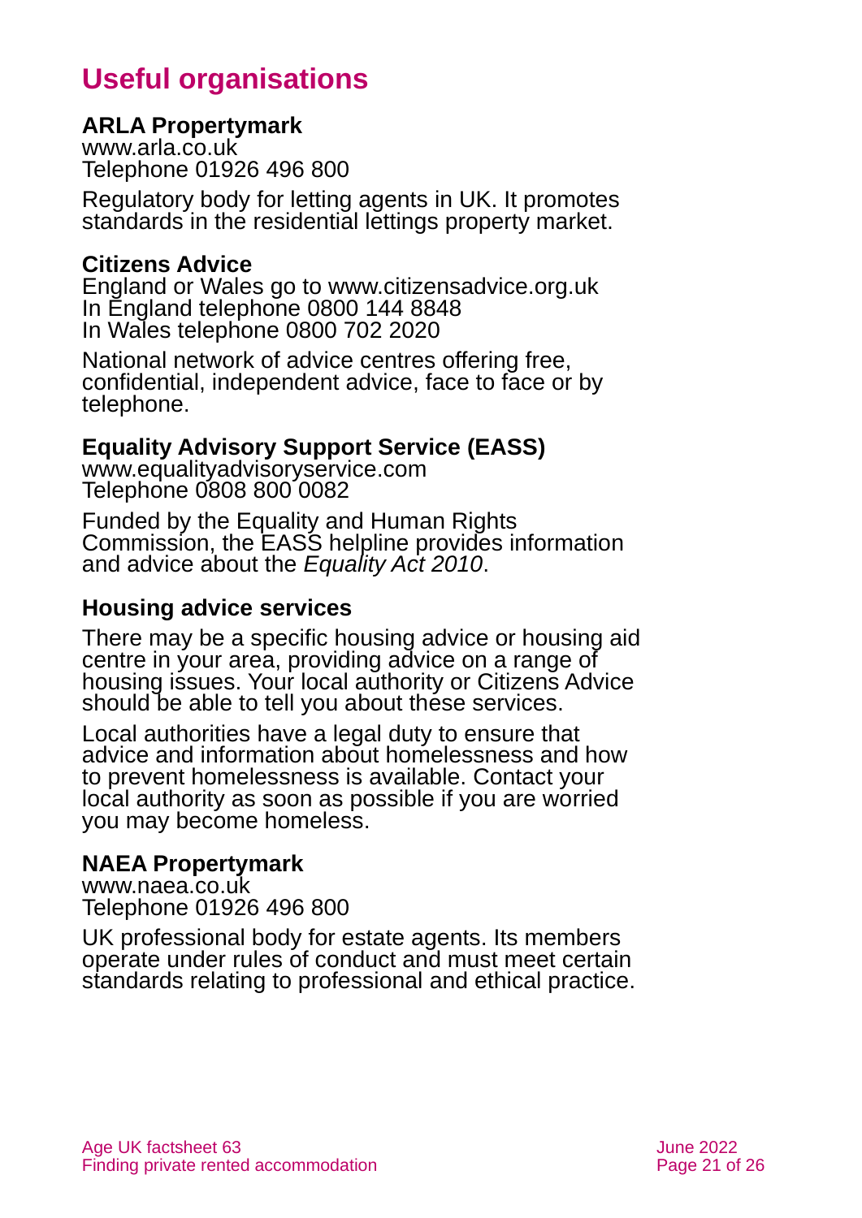# Useful organisations

**ARLA Propertymark**
www.arla.co.uk
Telephone 01926 496 800

Regulatory body for letting agents in UK. It promotes standards in the residential lettings property market.

**Citizens Advice**
England or Wales go to www.citizensadvice.org.uk
In England telephone 0800 144 8848
In Wales telephone 0800 702 2020

National network of advice centres offering free, confidential, independent advice, face to face or by telephone.

**Equality Advisory Support Service (EASS)**
www.equalityadvisoryservice.com
Telephone 0808 800 0082

Funded by the Equality and Human Rights Commission, the EASS helpline provides information and advice about the *Equality Act 2010*.

**Housing advice services**

There may be a specific housing advice or housing aid centre in your area, providing advice on a range of housing issues. Your local authority or Citizens Advice should be able to tell you about these services.

Local authorities have a legal duty to ensure that advice and information about homelessness and how to prevent homelessness is available. Contact your local authority as soon as possible if you are worried you may become homeless.

**NAEA Propertymark**
www.naea.co.uk
Telephone 01926 496 800

UK professional body for estate agents. Its members operate under rules of conduct and must meet certain standards relating to professional and ethical practice.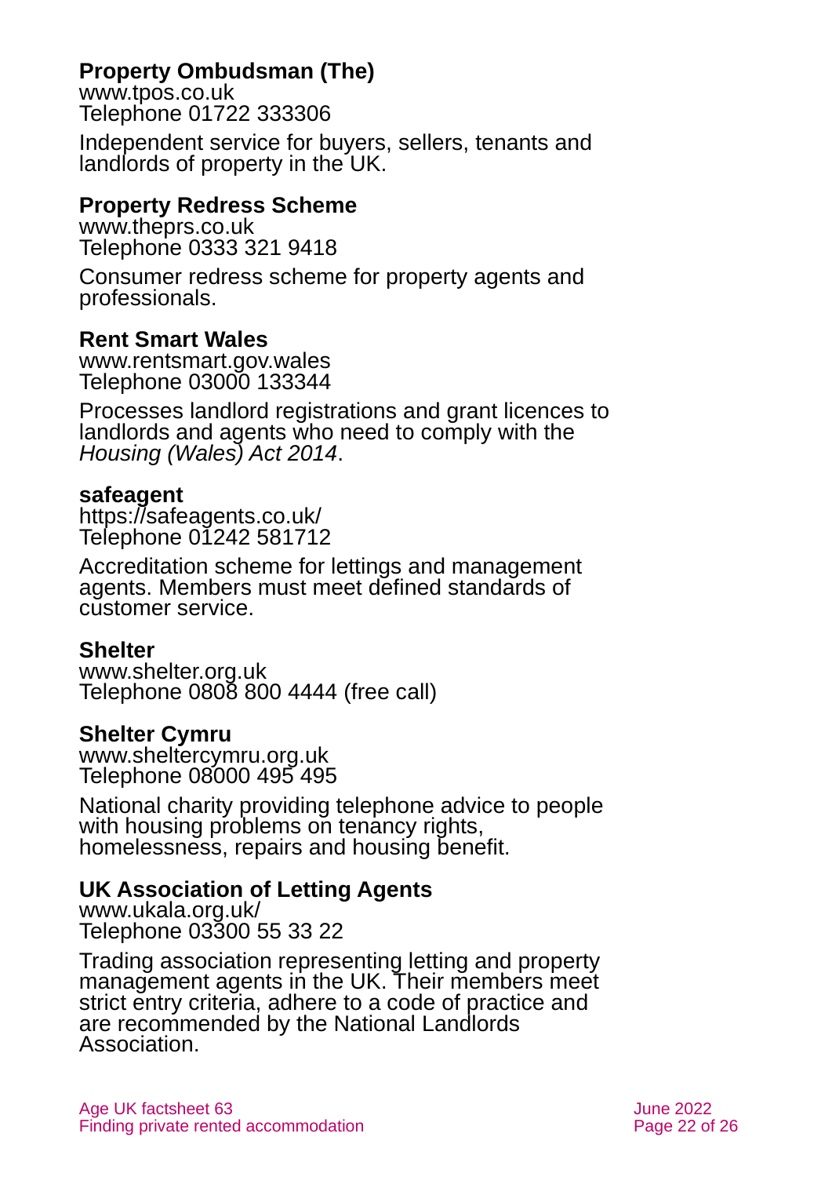**Property Ombudsman (The)**
www.tpos.co.uk
Telephone 01722 333306

Independent service for buyers, sellers, tenants and landlords of property in the UK.

**Property Redress Scheme**
www.theprs.co.uk
Telephone 0333 321 9418

Consumer redress scheme for property agents and professionals.

**Rent Smart Wales**
www.rentsmart.gov.wales
Telephone 03000 133344

Processes landlord registrations and grant licences to landlords and agents who need to comply with the *Housing (Wales) Act 2014*.

**safeagent**
https://safeagents.co.uk/
Telephone 01242 581712

Accreditation scheme for lettings and management agents. Members must meet defined standards of customer service.

**Shelter**
www.shelter.org.uk
Telephone 0808 800 4444 (free call)

**Shelter Cymru**
www.sheltercymru.org.uk
Telephone 08000 495 495

National charity providing telephone advice to people with housing problems on tenancy rights, homelessness, repairs and housing benefit.

**UK Association of Letting Agents**
www.ukala.org.uk/
Telephone 03300 55 33 22

Trading association representing letting and property management agents in the UK. Their members meet strict entry criteria, adhere to a code of practice and are recommended by the National Landlords Association.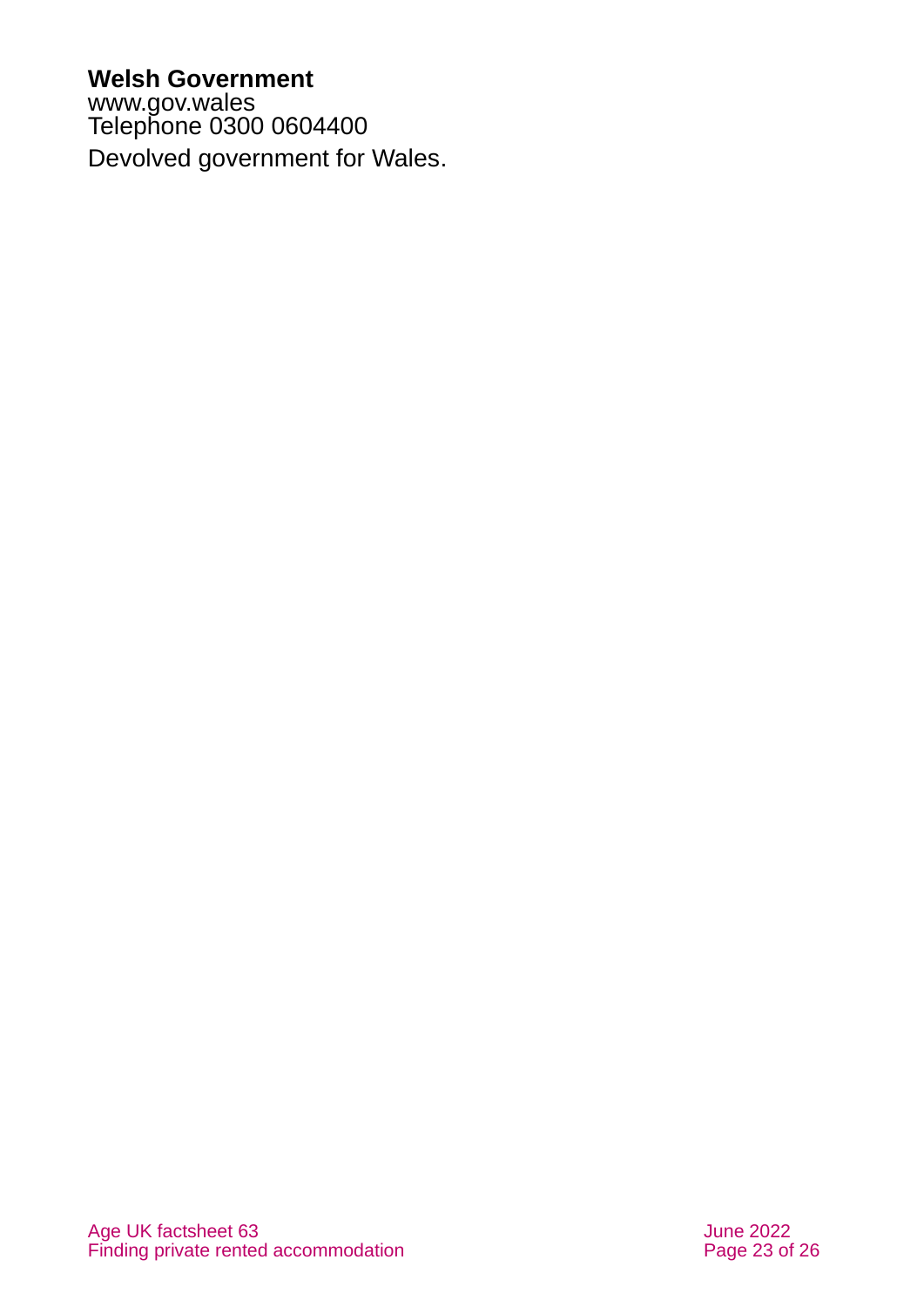**Welsh Government**
www.gov.wales
Telephone 0300 0604400

Devolved government for Wales.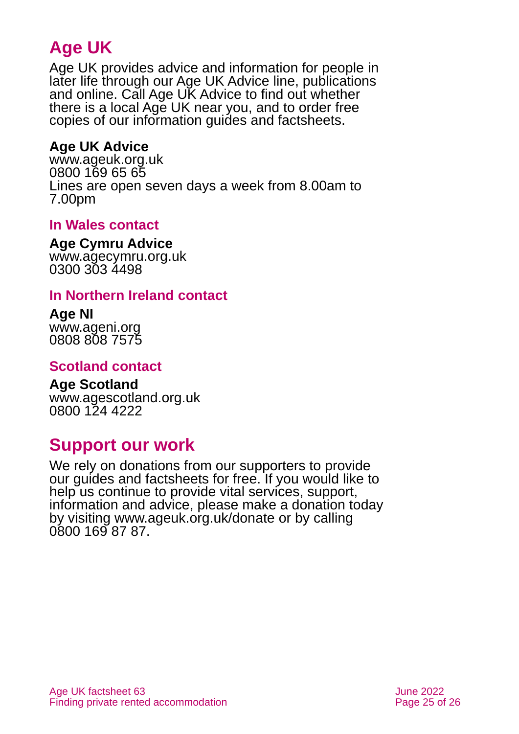## Age UK

Age UK provides advice and information for people in later life through our Age UK Advice line, publications and online. Call Age UK Advice to find out whether there is a local Age UK near you, and to order free copies of our information guides and factsheets.

**Age UK Advice**
www.ageuk.org.uk
0800 169 65 65
Lines are open seven days a week from 8.00am to 7.00pm

### In Wales contact

**Age Cymru Advice**
www.agecymru.org.uk
0300 303 4498

### In Northern Ireland contact

**Age NI**
www.ageni.org
0808 808 7575

### Scotland contact

**Age Scotland**
www.agescotland.org.uk
0800 124 4222

## Support our work

We rely on donations from our supporters to provide our guides and factsheets for free. If you would like to help us continue to provide vital services, support, information and advice, please make a donation today by visiting www.ageuk.org.uk/donate or by calling 0800 169 87 87.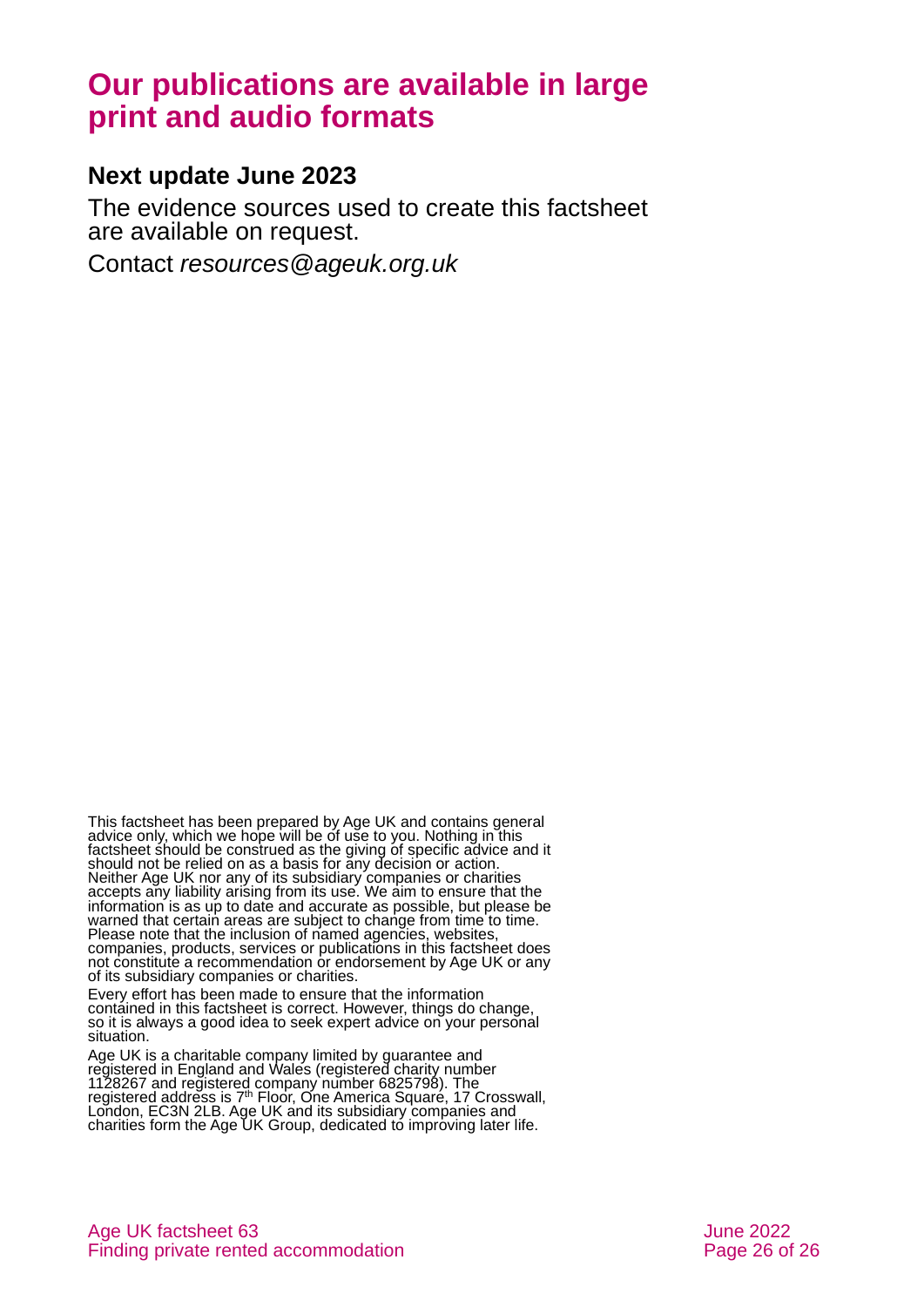# Our publications are available in large print and audio formats

### Next update June 2023

The evidence sources used to create this factsheet are available on request.

Contact *resources@ageuk.org.uk*

This factsheet has been prepared by Age UK and contains general advice only, which we hope will be of use to you. Nothing in this factsheet should be construed as the giving of specific advice and it should not be relied on as a basis for any decision or action. Neither Age UK nor any of its subsidiary companies or charities accepts any liability arising from its use. We aim to ensure that the information is as up to date and accurate as possible, but please be warned that certain areas are subject to change from time to time. Please note that the inclusion of named agencies, websites, companies, products, services or publications in this factsheet does not constitute a recommendation or endorsement by Age UK or any of its subsidiary companies or charities.

Every effort has been made to ensure that the information contained in this factsheet is correct. However, things do change, so it is always a good idea to seek expert advice on your personal situation.

Age UK is a charitable company limited by guarantee and registered in England and Wales (registered charity number 1128267 and registered company number 6825798). The registered address is 7th Floor, One America Square, 17 Crosswall, London, EC3N 2LB. Age UK and its subsidiary companies and charities form the Age UK Group, dedicated to improving later life.